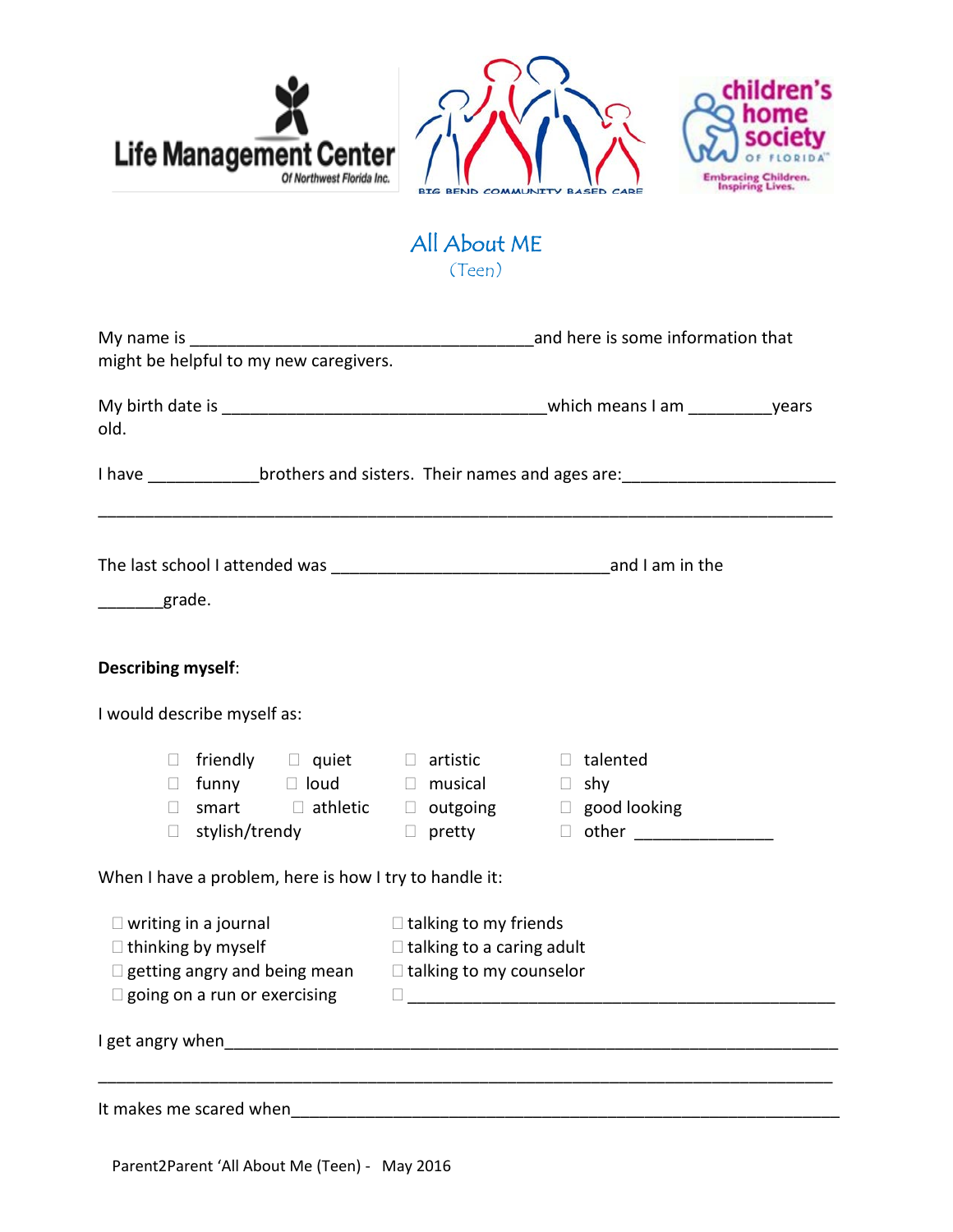# All About ME

(Teen)

My name is _____________________________________ and here is some information that might be helpful to my new caregivers.

My birth date is ___________________________________ which means I am _________ years old.

I have ____________ brothers and sisters. Their names and ages are: _______________________

_______________________________________________________________________________

The last school I attended was ______________________________ and I am in the

_______ grade.

**Describing myself**:

I would describe myself as:

- ☐ friendly
- ☐ funny
- ☐ smart
- ☐ stylish/trendy
- ☐ quiet
- ☐ loud
- ☐ athletic
- ☐ artistic
- ☐ musical
- ☐ outgoing
- ☐ pretty
- ☐ talented
- ☐ shy
- ☐ good looking
- ☐ other _______________

When I have a problem, here is how I try to handle it:

- ☐ writing in a journal
- ☐ thinking by myself
- ☐ getting angry and being mean
- ☐ going on a run or exercising
- ☐ talking to my friends
- ☐ talking to a caring adult
- ☐ talking to my counselor
- ☐ _______________________________________________

I get angry when _______________________________________________________________

_______________________________________________________________________________

It makes me scared when __________________________________________________________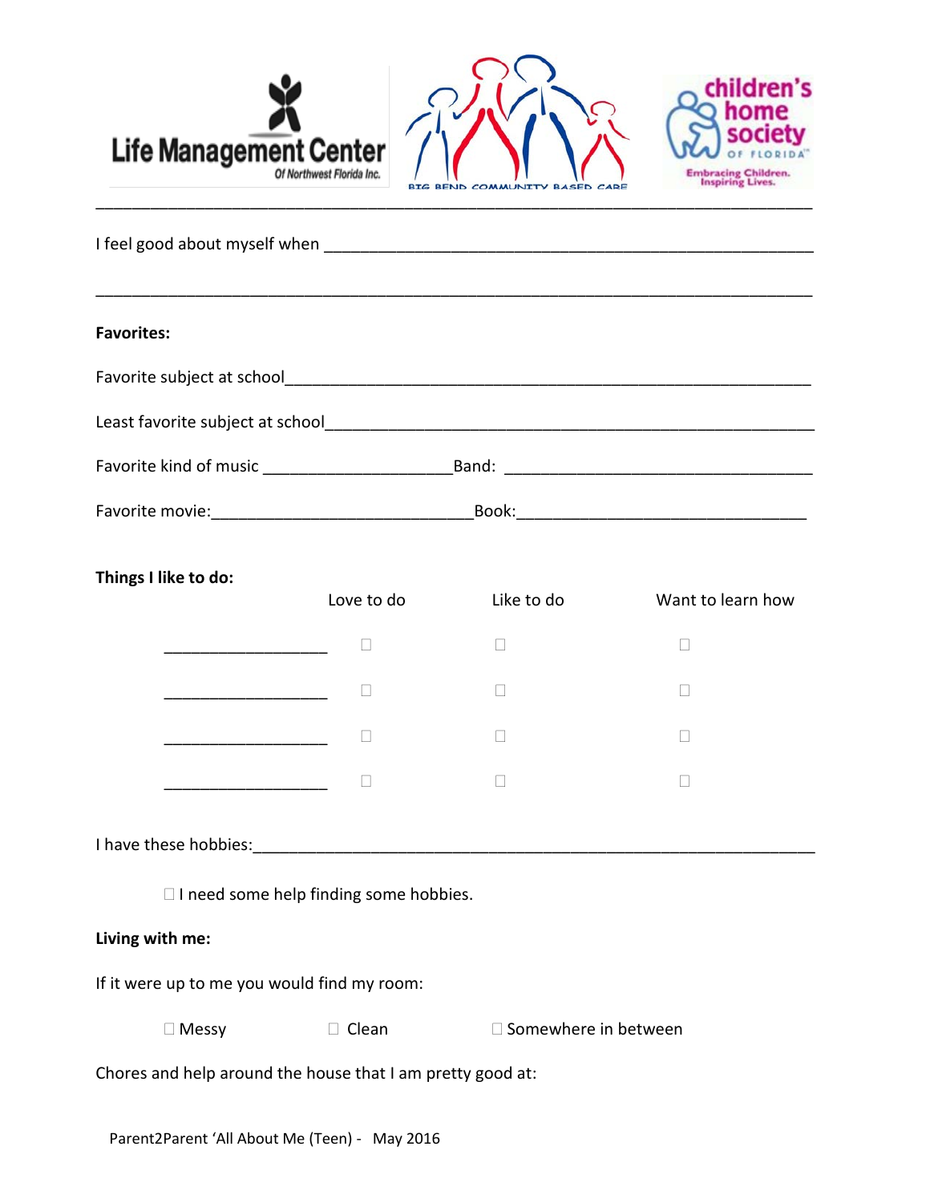I feel good about myself when ______________________________________________________

______________________________________________________________________________

**Favorites:**

Favorite subject at school______________________________________________________

Least favorite subject at school_________________________________________________

Favorite kind of music _____________________ Band: ________________________________

Favorite movie:_____________________________ Book:______________________________

**Things I like to do:**

| | Love to do | Like to do | Want to learn how |
|---|---|---|---|
| __________________ | ☐ | ☐ | ☐ |
| __________________ | ☐ | ☐ | ☐ |
| __________________ | ☐ | ☐ | ☐ |
| __________________ | ☐ | ☐ | ☐ |

I have these hobbies:_____________________________________________________________

☐ I need some help finding some hobbies.

**Living with me:**

If it were up to me you would find my room:

☐ Messy ☐ Clean ☐ Somewhere in between

Chores and help around the house that I am pretty good at:

Parent2Parent 'All About Me (Teen) - May 2016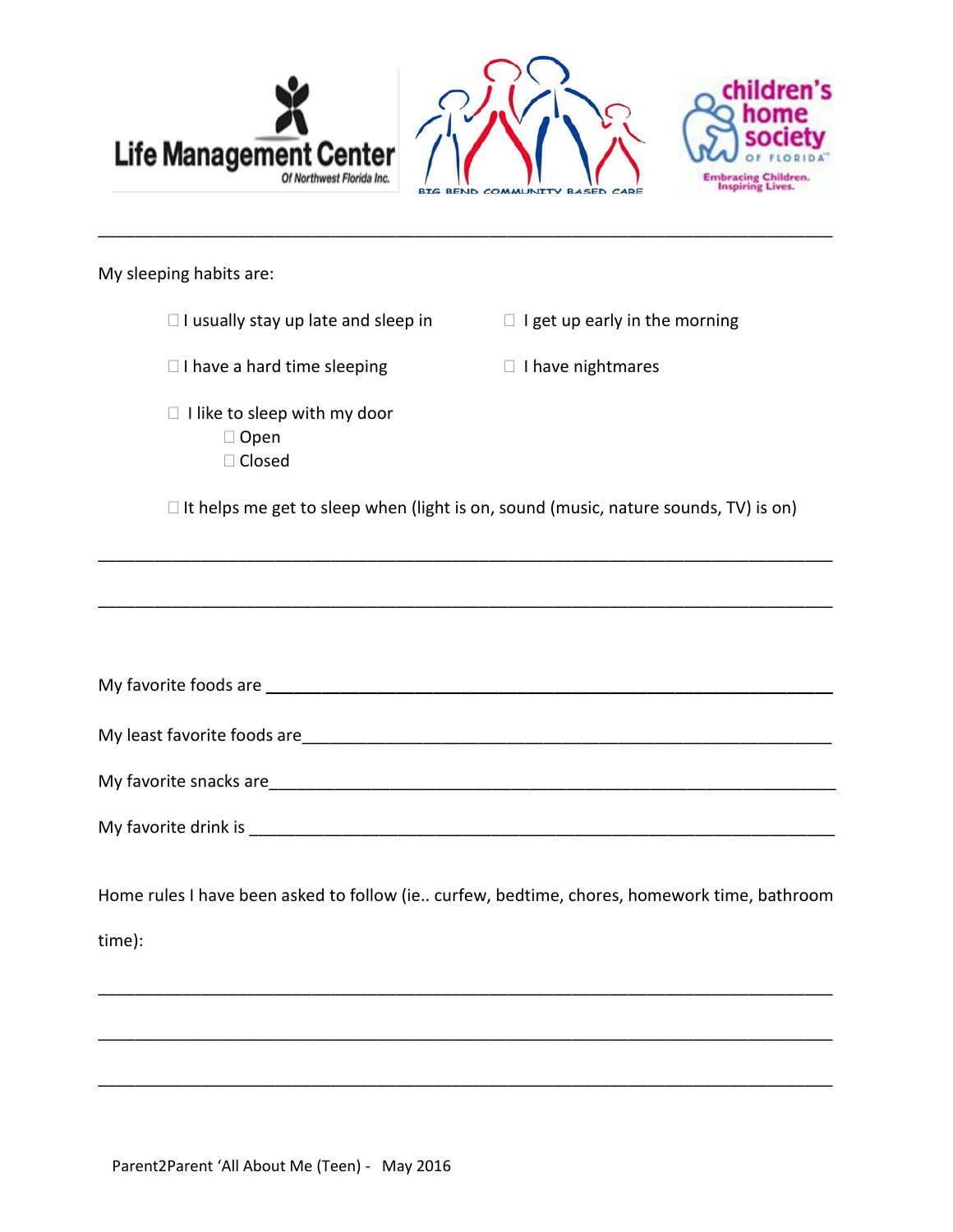My sleeping habits are:

- ☐ I usually stay up late and sleep in
- ☐ I get up early in the morning
- ☐ I have a hard time sleeping
- ☐ I have nightmares
- ☐ I like to sleep with my door
  - ☐ Open
  - ☐ Closed
- ☐ It helps me get to sleep when (light is on, sound (music, nature sounds, TV) is on)

___________________________________________________________________________

___________________________________________________________________________

My favorite foods are ______________________________________________________

My least favorite foods are__________________________________________________

My favorite snacks are______________________________________________________

My favorite drink is _______________________________________________________

Home rules I have been asked to follow (ie.. curfew, bedtime, chores, homework time, bathroom time):

___________________________________________________________________________

___________________________________________________________________________

___________________________________________________________________________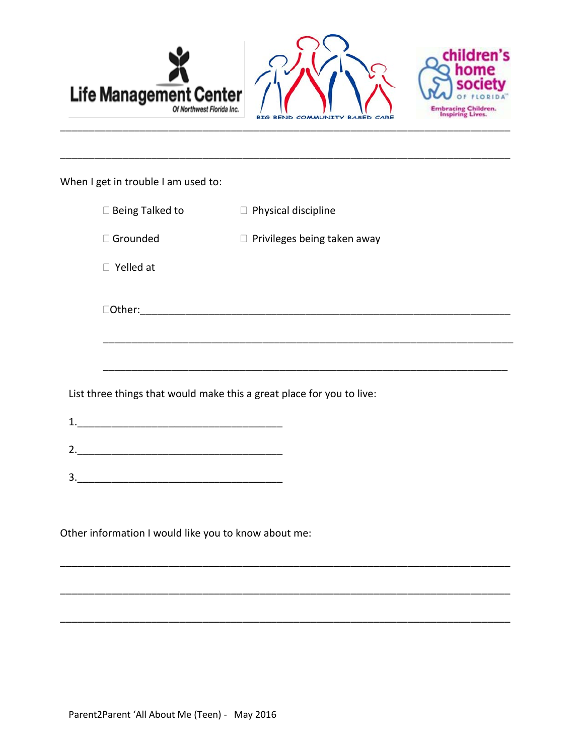When I get in trouble I am used to:

- ☐ Being Talked to
- ☐ Physical discipline
- ☐ Grounded
- ☐ Privileges being taken away
- ☐ Yelled at
- ☐ Other:_______________________________________________

_______________________________________________

_______________________________________________

List three things that would make this a great place for you to live:

1.___________________________________

2.___________________________________

3.___________________________________

Other information I would like you to know about me:

_______________________________________________

_______________________________________________

_______________________________________________

Parent2Parent 'All About Me (Teen) - May 2016